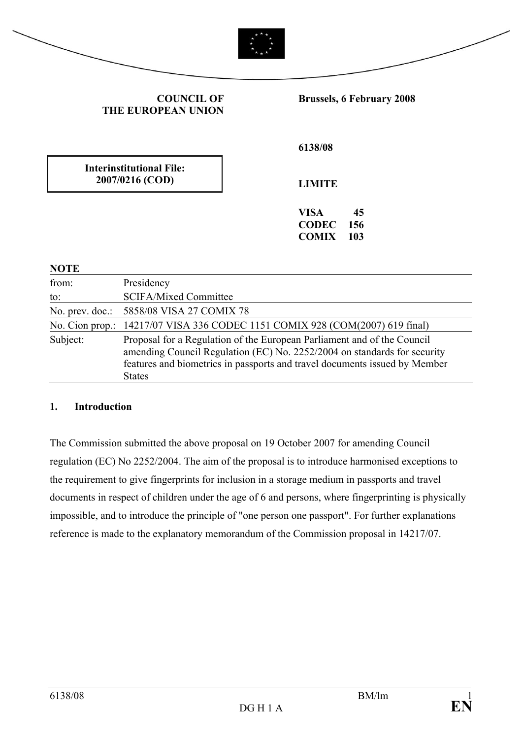**COUNCIL OF THE EUROPEAN UNION**

**Brussels, 6 February 2008**

**Interinstitutional File: 2007/0216 (COD)**

**6138/08**

**LIMITE**

**VISA 45**
**CODEC 156**
**COMIX 103**

**NOTE**

| | |
|---|---|
| from: | Presidency |
| to: | SCIFA/Mixed Committee |
| No. prev. doc.: | 5858/08 VISA 27 COMIX 78 |
| No. Cion prop.: | 14217/07 VISA 336 CODEC 1151 COMIX 928 (COM(2007) 619 final) |
| Subject: | Proposal for a Regulation of the European Parliament and of the Council amending Council Regulation (EC) No. 2252/2004 on standards for security features and biometrics in passports and travel documents issued by Member States |

## 1. Introduction

The Commission submitted the above proposal on 19 October 2007 for amending Council regulation (EC) No 2252/2004. The aim of the proposal is to introduce harmonised exceptions to the requirement to give fingerprints for inclusion in a storage medium in passports and travel documents in respect of children under the age of 6 and persons, where fingerprinting is physically impossible, and to introduce the principle of "one person one passport". For further explanations reference is made to the explanatory memorandum of the Commission proposal in 14217/07.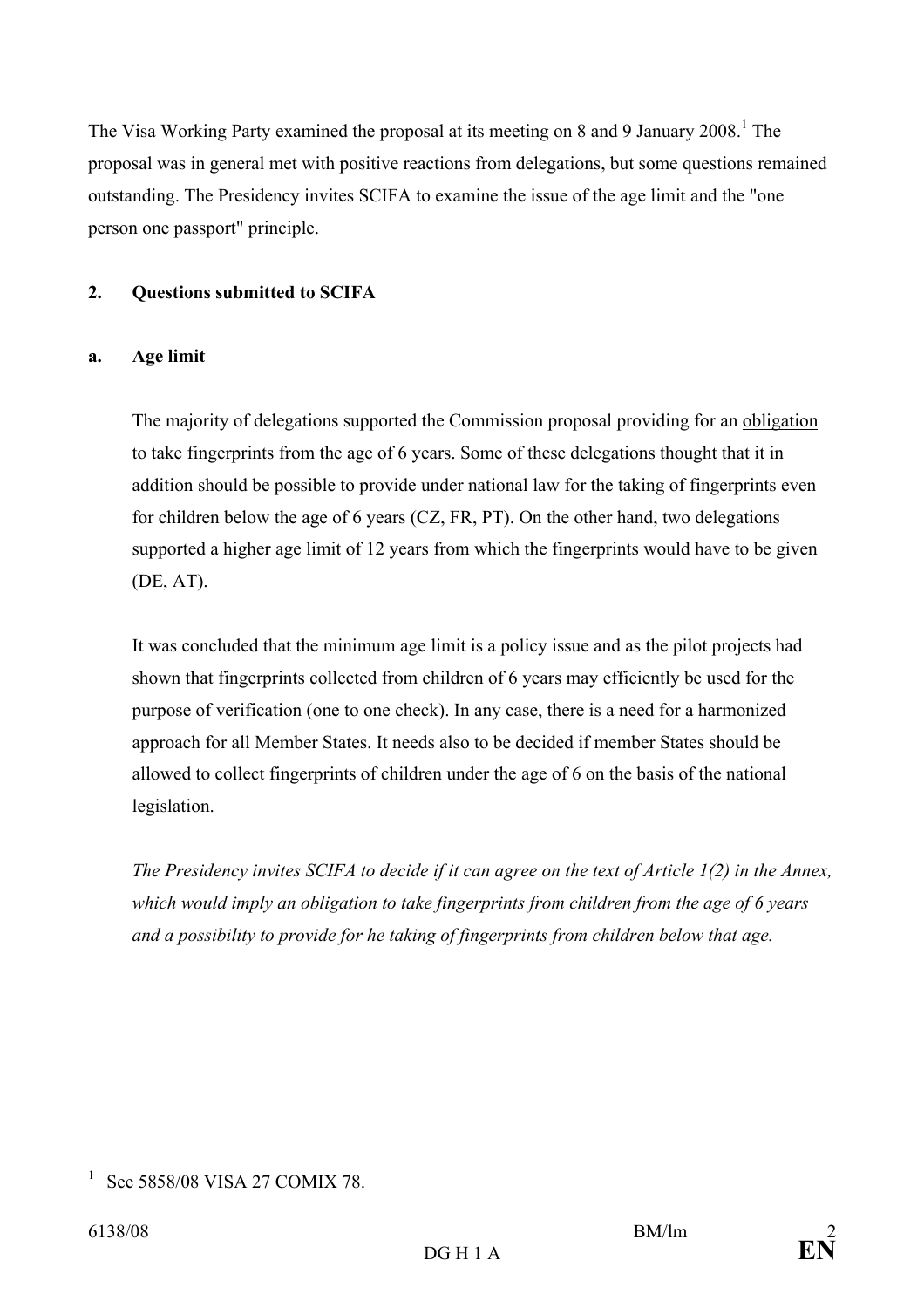The Visa Working Party examined the proposal at its meeting on 8 and 9 January 2008.[1] The proposal was in general met with positive reactions from delegations, but some questions remained outstanding. The Presidency invites SCIFA to examine the issue of the age limit and the "one person one passport" principle.

## 2. Questions submitted to SCIFA

### a. Age limit

The majority of delegations supported the Commission proposal providing for an obligation to take fingerprints from the age of 6 years. Some of these delegations thought that it in addition should be possible to provide under national law for the taking of fingerprints even for children below the age of 6 years (CZ, FR, PT). On the other hand, two delegations supported a higher age limit of 12 years from which the fingerprints would have to be given (DE, AT).

It was concluded that the minimum age limit is a policy issue and as the pilot projects had shown that fingerprints collected from children of 6 years may efficiently be used for the purpose of verification (one to one check). In any case, there is a need for a harmonized approach for all Member States. It needs also to be decided if member States should be allowed to collect fingerprints of children under the age of 6 on the basis of the national legislation.

*The Presidency invites SCIFA to decide if it can agree on the text of Article 1(2) in the Annex, which would imply an obligation to take fingerprints from children from the age of 6 years and a possibility to provide for he taking of fingerprints from children below that age.*

---

[1] See 5858/08 VISA 27 COMIX 78.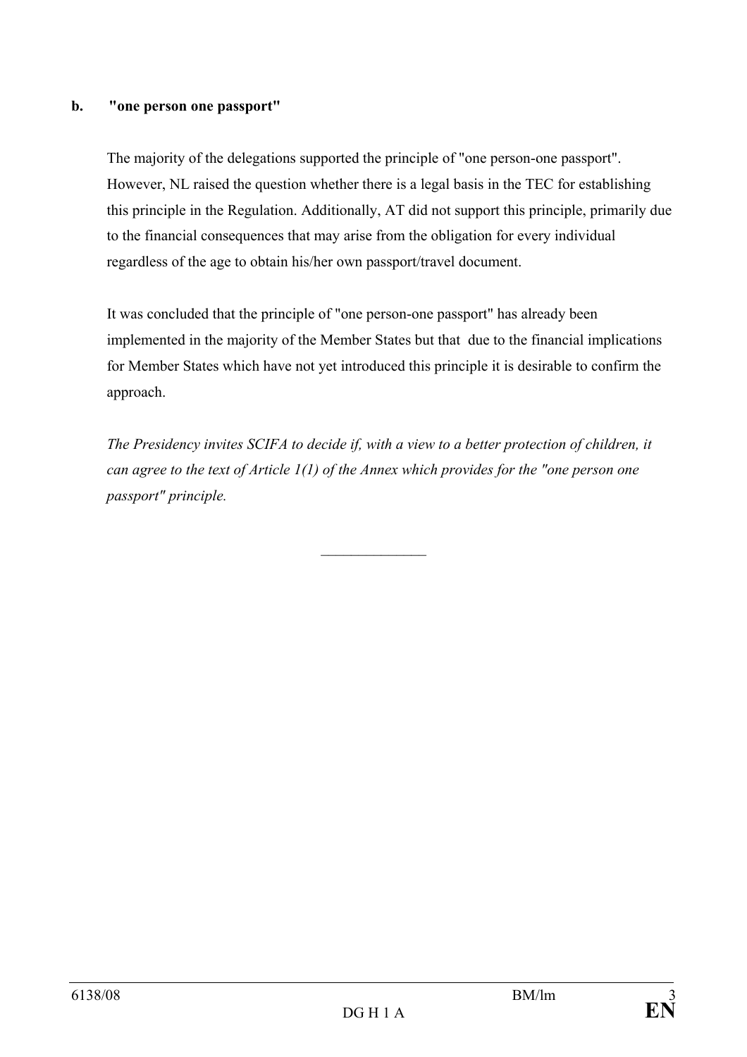**b. "one person one passport"**

The majority of the delegations supported the principle of "one person-one passport". However, NL raised the question whether there is a legal basis in the TEC for establishing this principle in the Regulation. Additionally, AT did not support this principle, primarily due to the financial consequences that may arise from the obligation for every individual regardless of the age to obtain his/her own passport/travel document.

It was concluded that the principle of "one person-one passport" has already been implemented in the majority of the Member States but that due to the financial implications for Member States which have not yet introduced this principle it is desirable to confirm the approach.

*The Presidency invites SCIFA to decide if, with a view to a better protection of children, it can agree to the text of Article 1(1) of the Annex which provides for the "one person one passport" principle.*

______________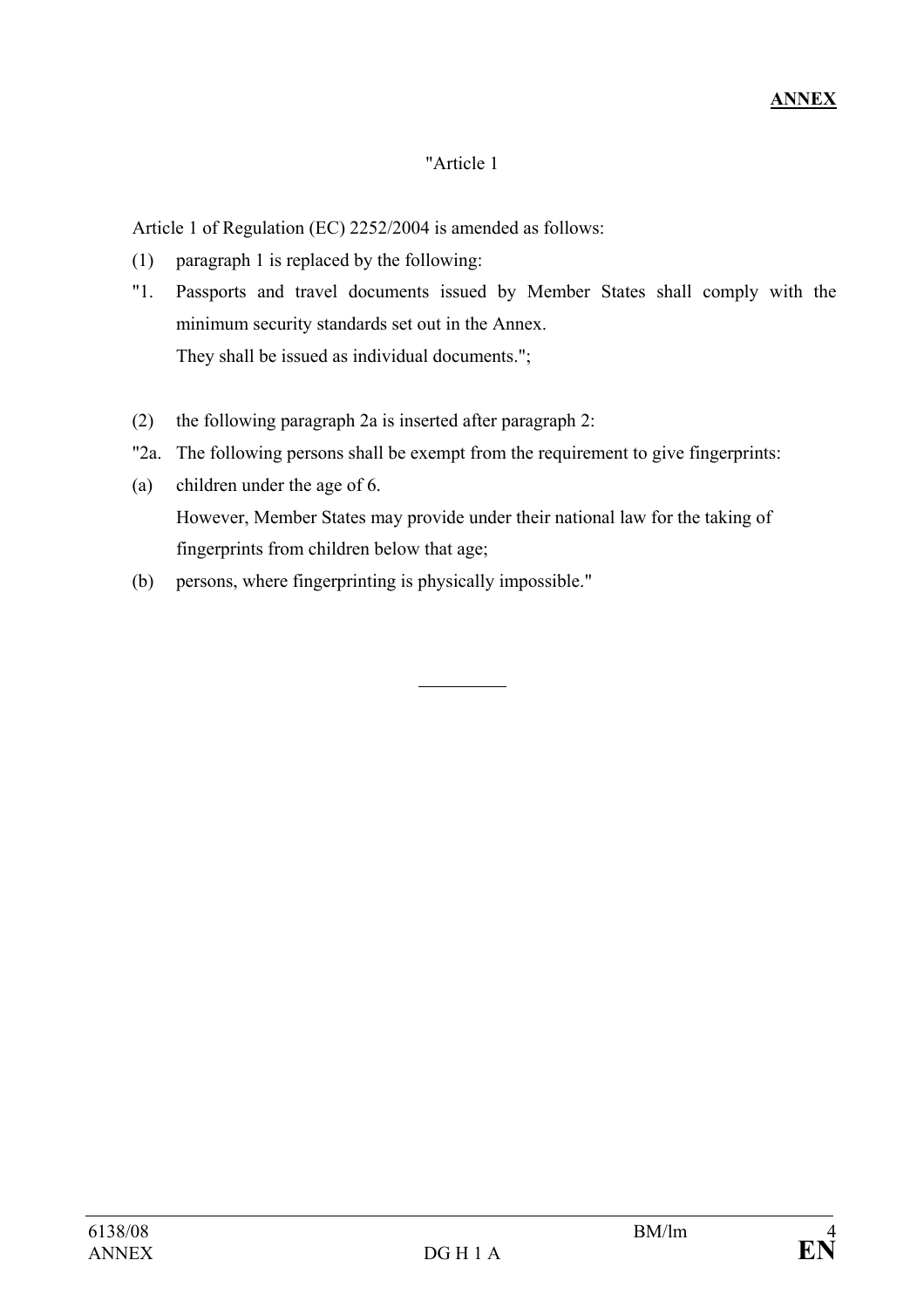**ANNEX**

"Article 1

Article 1 of Regulation (EC) 2252/2004 is amended as follows:

(1) paragraph 1 is replaced by the following:

"1. Passports and travel documents issued by Member States shall comply with the minimum security standards set out in the Annex.
They shall be issued as individual documents.";

(2) the following paragraph 2a is inserted after paragraph 2:

"2a. The following persons shall be exempt from the requirement to give fingerprints:

(a) children under the age of 6.
However, Member States may provide under their national law for the taking of fingerprints from children below that age;

(b) persons, where fingerprinting is physically impossible."

---